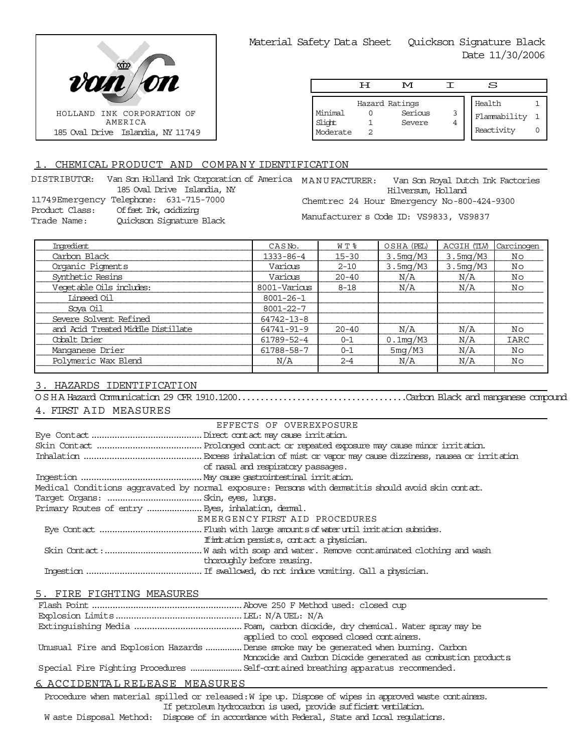van son

HOLLAND INK CORPORATION OF AMERICA
185 Oval Drive Islandia, NY 11749

Material Safety Data Sheet Quickson Signature Black
Date 11/30/2006

| H M I S | | | |
|---|---|---|---|
| Hazard Ratings | | | |
| Minimal 0 | Serious 3 | Health | 1 |
| Slight 1 | Severe 4 | Flammability | 1 |
| Moderate 2 | | Reactivity | 0 |

## 1. CHEMICAL PRODUCT AND COMPANY IDENTIFICATION

DISTRIBUTOR: Van Son Holland Ink Corporation of America
185 Oval Drive Islandia, NY
11749Emergency Telephone: 631-715-7000
Product Class: Offset Ink, oxidizing
Trade Name: Quickson Signature Black

MANUFACTURER: Van Son Royal Dutch Ink Factories
Hilversum, Holland
Chemtrec 24 Hour Emergency No-800-424-9300
Manufacturer s Code ID: VS9833, VS9837

| Ingredient | CAS No. | WT % | OSHA (PEL) | ACGIH (TLV) | Carcinogen |
|---|---|---|---|---|---|
| Carbon Black | 1333-86-4 | 15-30 | 3.5mg/M3 | 3.5mg/M3 | No |
| Organic Pigments | Various | 2-10 | 3.5mg/M3 | 3.5mg/M3 | No |
| Synthetic Resins | Various | 20-40 | N/A | N/A | No |
| Vegetable Oils includes: | 8001-Various | 8-18 | N/A | N/A | No |
| Linseed Oil | 8001-26-1 | | | | |
| Soya Oil | 8001-22-7 | | | | |
| Severe Solvent Refined | 64742-13-8 | | | | |
| and Acid Treated Middle Distillate | 64741-91-9 | 20-40 | N/A | N/A | No |
| Cobalt Drier | 61789-52-4 | 0-1 | 0.1mg/M3 | N/A | IARC |
| Manganese Drier | 61788-58-7 | 0-1 | 5mg/M3 | N/A | No |
| Polymeric Wax Blend | N/A | 2-4 | N/A | N/A | No |

## 3. HAZARDS IDENTIFICATION

OSHA Hazard Communication 29 CFR 1910.1200....................................Carbon Black and manganese compound

## 4. FIRST AID MEASURES

EFFECTS OF OVEREXPOSURE

Eye Contact .......................................... Direct contact may cause irritation.
Skin Contact ......................................... Prolonged contact or repeated exposure may cause minor irritation.
Inhalation ............................................. Excess inhalation of mist or vapor may cause dizziness, nausea or irritation of nasal and respiratory passages.
Ingestion .............................................. May cause gastrointestinal irritation.
Medical Conditions aggravated by normal exposure: Persons with dermatitis should avoid skin contact.
Target Organs: .................................... Skin, eyes, lungs.
Primary Routes of entry ..................... Eyes, inhalation, dermal.

EMERGENCY FIRST AID PROCEDURES

Eye Contact ........................................ Flush with large amounts of water until irritation subsides. If irritation persists, contact a physician.
Skin Contact :...................................... Wash with soap and water. Remove contaminated clothing and wash thoroughly before reusing.
Ingestion ............................................. If swallowed, do not induce vomiting. Call a physician.

## 5. FIRE FIGHTING MEASURES

Flash Point .......................................................... Above 250 F Method used: closed cup
Explosion Limits ................................................. LEL: N/A UEL: N/A
Extinguishing Media .......................................... Foam, carbon dioxide, dry chemical. Water spray may be applied to cool exposed closed containers.
Unusual Fire and Explosion Hazards ............... Dense smoke may be generated when burning. Carbon Monoxide and Carbon Dioxide generated as combustion products
Special Fire Fighting Procedures ..................... Self-contained breathing apparatus recommended.

## 6. ACCIDENTAL RELEASE MEASURES

Procedure when material spilled or released: Wipe up. Dispose of wipes in approved waste containers. If petroleum hydrocarbon is used, provide sufficient ventilation.
Waste Disposal Method: Dispose of in accordance with Federal, State and Local regulations.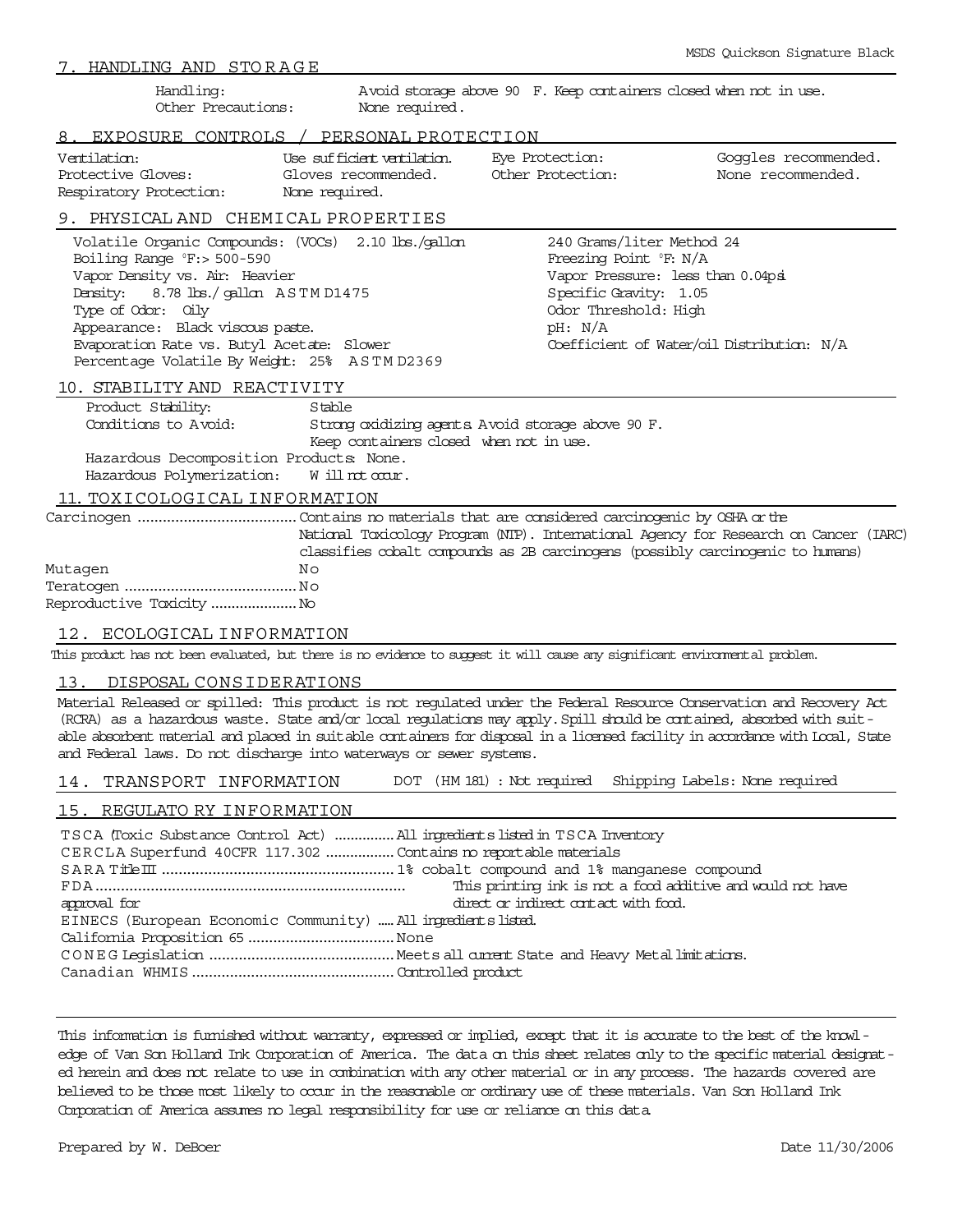## 7. HANDLING AND STORAGE

Handling: Avoid storage above 90 F. Keep containers closed when not in use.
Other Precautions: None required.

## 8. EXPOSURE CONTROLS / PERSONAL PROTECTION

| | | | |
|---|---|---|---|
| Ventilation: | Use sufficient ventilation. | Eye Protection: | Goggles recommended. |
| Protective Gloves: | Gloves recommended. | Other Protection: | None recommended. |
| Respiratory Protection: | None required. | | |

## 9. PHYSICAL AND CHEMICAL PROPERTIES

Volatile Organic Compounds: (VOCs) 2.10 lbs./gallon
240 Grams/liter Method 24
Boiling Range °F:> 500-590
Freezing Point °F: N/A
Vapor Density vs. Air: Heavier
Vapor Pressure: less than 0.04psi
Density: 8.78 lbs./gallon ASTM D1475
Specific Gravity: 1.05
Type of Odor: Oily
Odor Threshold: High
Appearance: Black viscous paste.
pH: N/A
Evaporation Rate vs. Butyl Acetate: Slower
Coefficient of Water/oil Distribution: N/A
Percentage Volatile By Weight: 25% ASTM D2369

## 10. STABILITY AND REACTIVITY

Product Stability: Stable
Conditions to Avoid: Strong oxidizing agents. Avoid storage above 90 F. Keep containers closed when not in use.
Hazardous Decomposition Products: None.
Hazardous Polymerization: Will not occur.

## 11. TOXICOLOGICAL INFORMATION

Carcinogen ...................................... Contains no materials that are considered carcinogenic by OSHA or the National Toxicology Program (NTP). International Agency for Research on Cancer (IARC) classifies cobalt compounds as 2B carcinogens (possibly carcinogenic to humans)
Mutagen No
Teratogen ......................................... No
Reproductive Toxicity .................... No

## 12. ECOLOGICAL INFORMATION

This product has not been evaluated, but there is no evidence to suggest it will cause any significant environmental problem.

## 13. DISPOSAL CONSIDERATIONS

Material Released or spilled: This product is not regulated under the Federal Resource Conservation and Recovery Act (RCRA) as a hazardous waste. State and/or local regulations may apply. Spill should be contained, absorbed with suitable absorbent material and placed in suitable containers for disposal in a licensed facility in accordance with Local, State and Federal laws. Do not discharge into waterways or sewer systems.

## 14. TRANSPORT INFORMATION

DOT (HM 181) : Not required Shipping Labels: None required

## 15. REGULATORY INFORMATION

TSCA (Toxic Substance Control Act) .............. All ingredients listed in TSCA Inventory
CERCLA Superfund 40CFR 117.302 ................ Contains no reportable materials
SARA Title III ....................................................... 1% cobalt compound and 1% manganese compound
FDA ......................................................................... This printing ink is not a food additive and would not have approval for direct or indirect contact with food.
EINECS (European Economic Community) ..... All ingredients listed.
California Proposition 65 .................................. None
CONEG Legislation ........................................... Meets all current State and Heavy Metal limitations.
Canadian WHMIS ............................................... Controlled product

---

This information is furnished without warranty, expressed or implied, except that it is accurate to the best of the knowledge of Van Son Holland Ink Corporation of America. The data on this sheet relates only to the specific material designated herein and does not relate to use in combination with any other material or in any process. The hazards covered are believed to be those most likely to occur in the reasonable or ordinary use of these materials. Van Son Holland Ink Corporation of America assumes no legal responsibility for use or reliance on this data.

Prepared by W. DeBoer

Date 11/30/2006